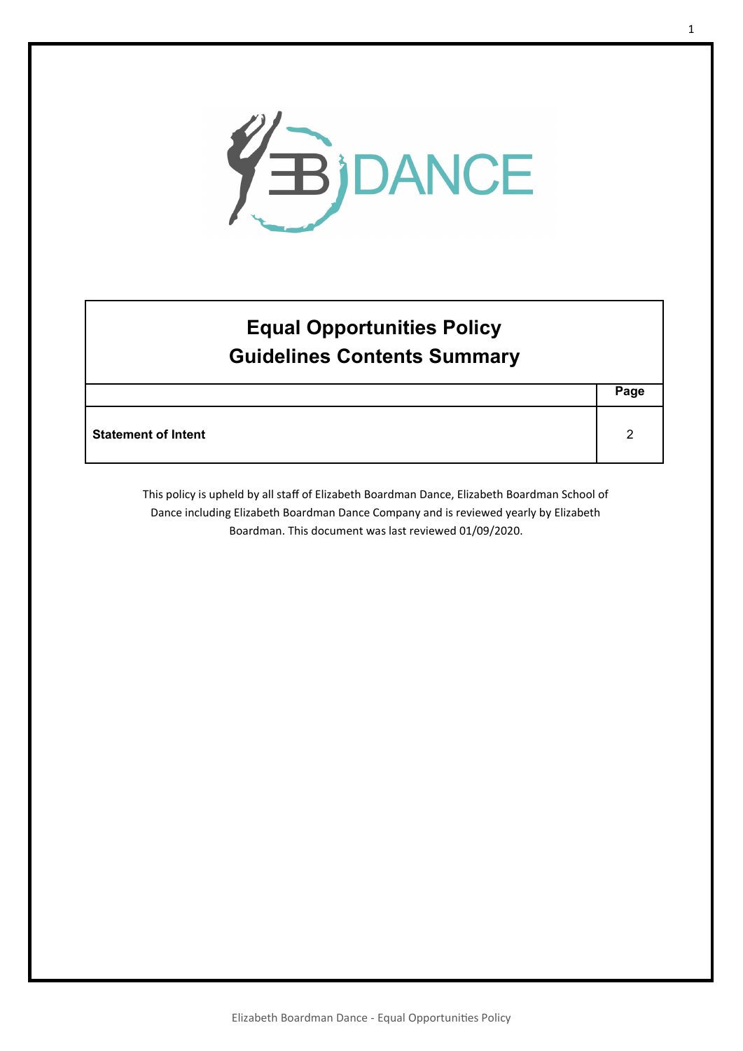# Equal Opportunities Policy
## Guidelines Contents Summary

| | Page |
|---|---|
| **Statement of Intent** | 2 |

This policy is upheld by all staff of Elizabeth Boardman Dance, Elizabeth Boardman School of Dance including Elizabeth Boardman Dance Company and is reviewed yearly by Elizabeth Boardman. This document was last reviewed 01/09/2020.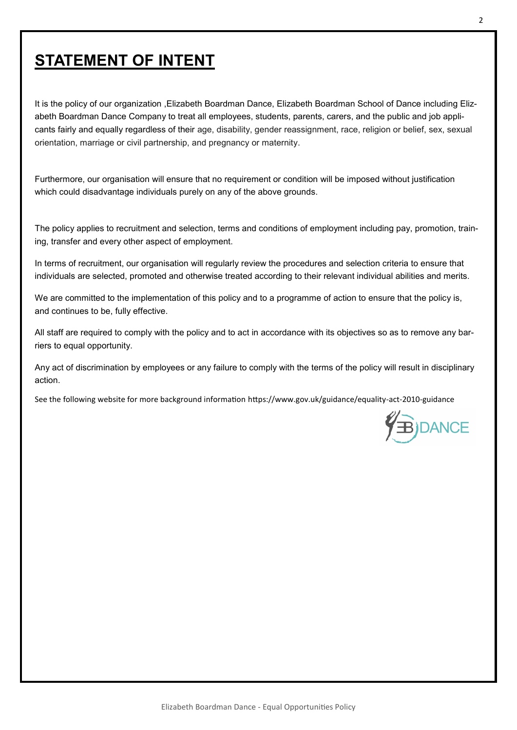# STATEMENT OF INTENT

It is the policy of our organization ,Elizabeth Boardman Dance, Elizabeth Boardman School of Dance including Elizabeth Boardman Dance Company to treat all employees, students, parents, carers, and the public and job applicants fairly and equally regardless of their age, disability, gender reassignment, race, religion or belief, sex, sexual orientation, marriage or civil partnership, and pregnancy or maternity.

Furthermore, our organisation will ensure that no requirement or condition will be imposed without justification which could disadvantage individuals purely on any of the above grounds.

The policy applies to recruitment and selection, terms and conditions of employment including pay, promotion, training, transfer and every other aspect of employment.

In terms of recruitment, our organisation will regularly review the procedures and selection criteria to ensure that individuals are selected, promoted and otherwise treated according to their relevant individual abilities and merits.

We are committed to the implementation of this policy and to a programme of action to ensure that the policy is, and continues to be, fully effective.

All staff are required to comply with the policy and to act in accordance with its objectives so as to remove any barriers to equal opportunity.

Any act of discrimination by employees or any failure to comply with the terms of the policy will result in disciplinary action.

See the following website for more background information https://www.gov.uk/guidance/equality-act-2010-guidance